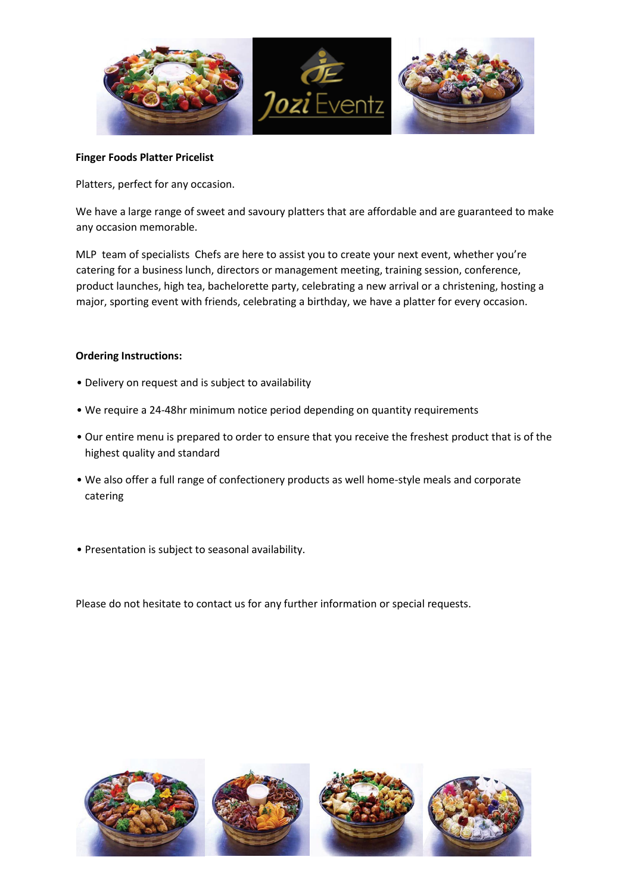**Finger Foods Platter Pricelist**

Platters, perfect for any occasion.

We have a large range of sweet and savoury platters that are affordable and are guaranteed to make any occasion memorable.

MLP team of specialists Chefs are here to assist you to create your next event, whether you're catering for a business lunch, directors or management meeting, training session, conference, product launches, high tea, bachelorette party, celebrating a new arrival or a christening, hosting a major, sporting event with friends, celebrating a birthday, we have a platter for every occasion.

**Ordering Instructions:**

- Delivery on request and is subject to availability
- We require a 24-48hr minimum notice period depending on quantity requirements
- Our entire menu is prepared to order to ensure that you receive the freshest product that is of the highest quality and standard
- We also offer a full range of confectionery products as well home-style meals and corporate catering
- Presentation is subject to seasonal availability.

Please do not hesitate to contact us for any further information or special requests.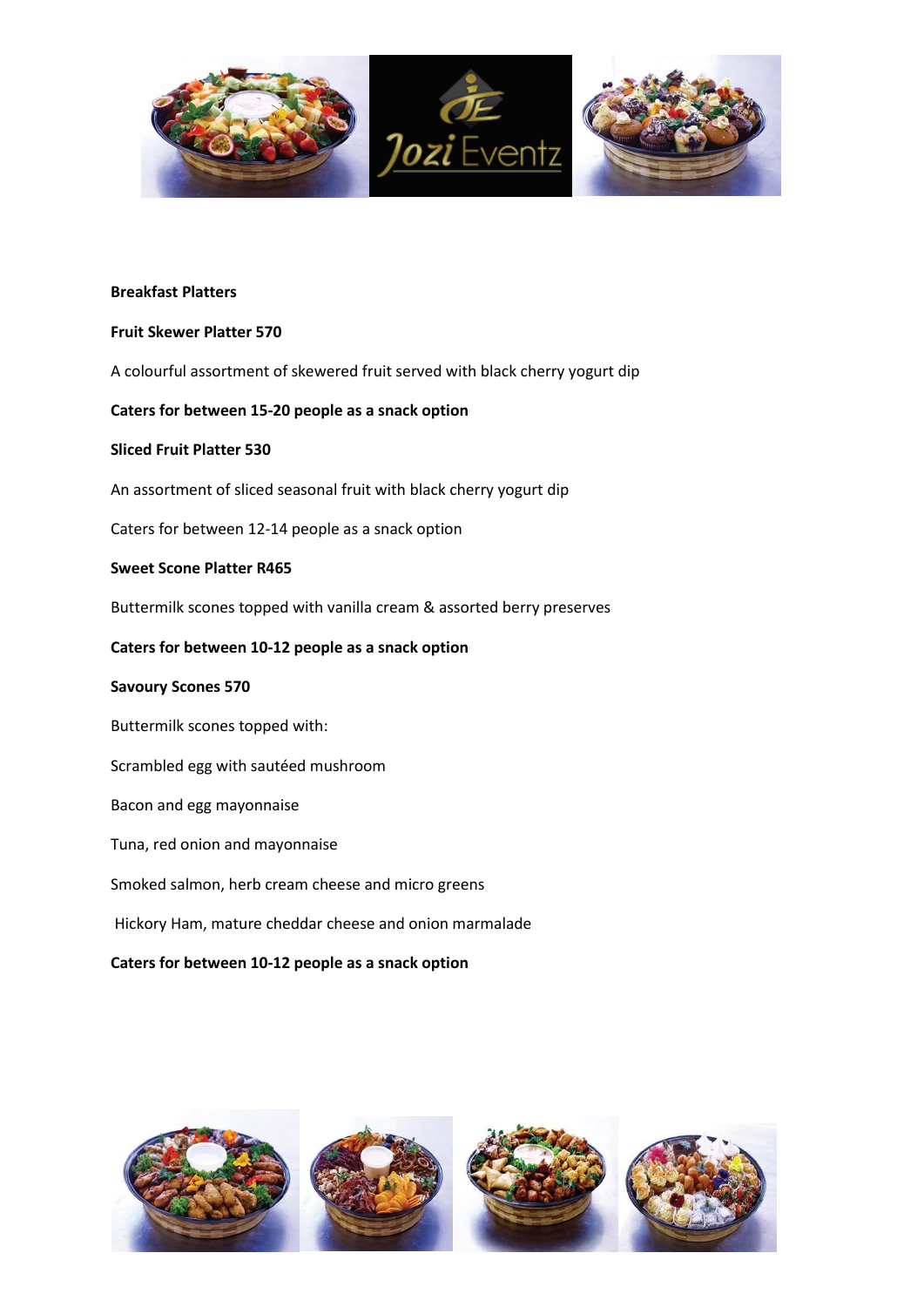**Breakfast Platters**

**Fruit Skewer Platter 570**

A colourful assortment of skewered fruit served with black cherry yogurt dip

**Caters for between 15-20 people as a snack option**

**Sliced Fruit Platter 530**

An assortment of sliced seasonal fruit with black cherry yogurt dip

Caters for between 12-14 people as a snack option

**Sweet Scone Platter R465**

Buttermilk scones topped with vanilla cream & assorted berry preserves

**Caters for between 10-12 people as a snack option**

**Savoury Scones 570**

Buttermilk scones topped with:

Scrambled egg with sautéed mushroom

Bacon and egg mayonnaise

Tuna, red onion and mayonnaise

Smoked salmon, herb cream cheese and micro greens

Hickory Ham, mature cheddar cheese and onion marmalade

**Caters for between 10-12 people as a snack option**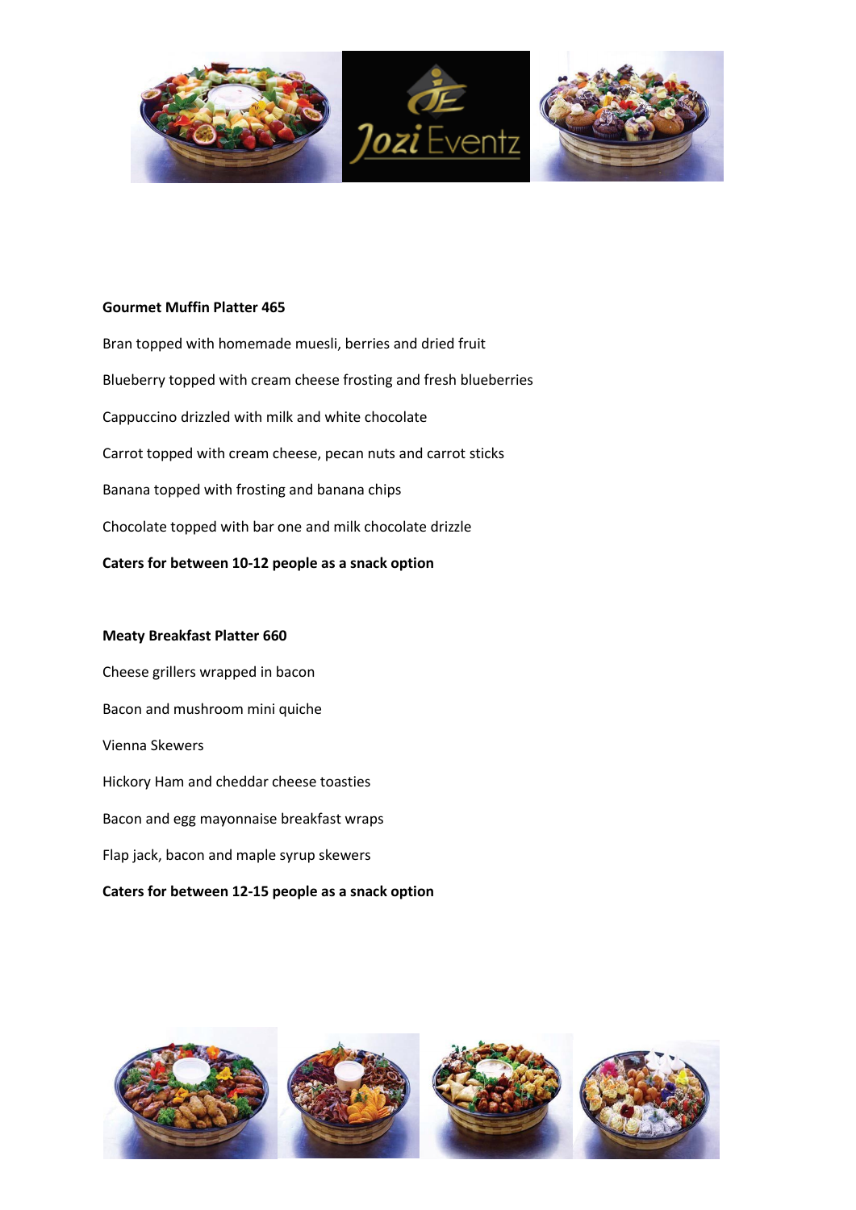**Gourmet Muffin Platter 465**

Bran topped with homemade muesli, berries and dried fruit

Blueberry topped with cream cheese frosting and fresh blueberries

Cappuccino drizzled with milk and white chocolate

Carrot topped with cream cheese, pecan nuts and carrot sticks

Banana topped with frosting and banana chips

Chocolate topped with bar one and milk chocolate drizzle

**Caters for between 10-12 people as a snack option**

**Meaty Breakfast Platter 660**

Cheese grillers wrapped in bacon

Bacon and mushroom mini quiche

Vienna Skewers

Hickory Ham and cheddar cheese toasties

Bacon and egg mayonnaise breakfast wraps

Flap jack, bacon and maple syrup skewers

**Caters for between 12-15 people as a snack option**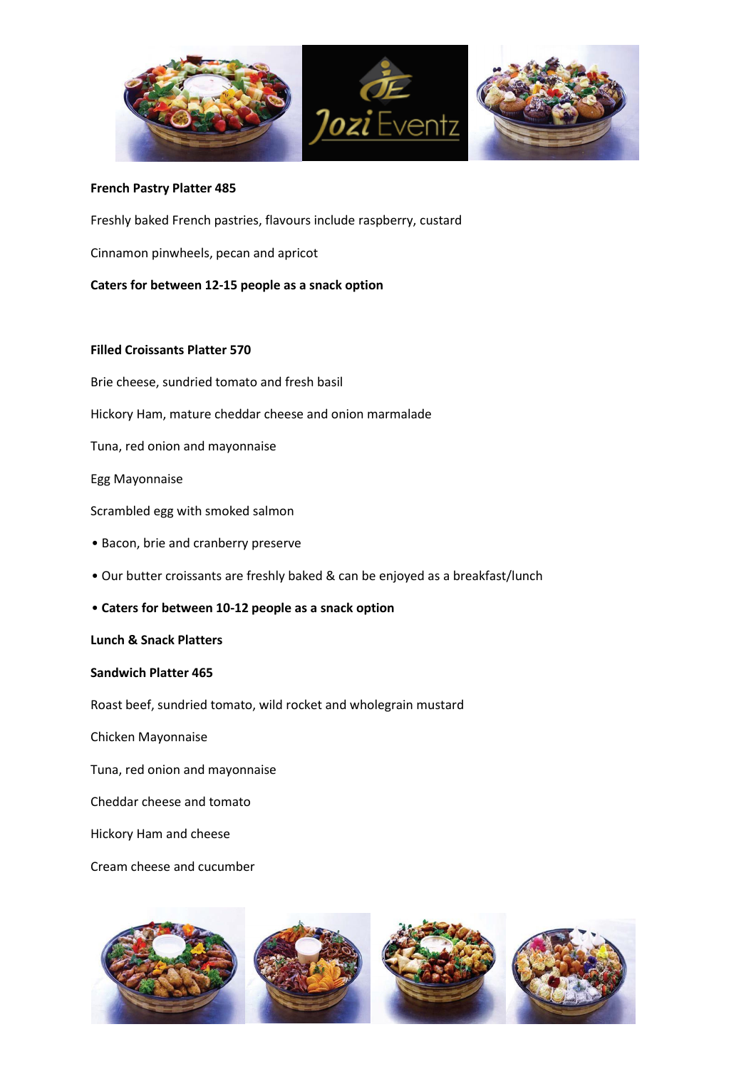**French Pastry Platter 485**

Freshly baked French pastries, flavours include raspberry, custard

Cinnamon pinwheels, pecan and apricot

**Caters for between 12-15 people as a snack option**

**Filled Croissants Platter 570**

Brie cheese, sundried tomato and fresh basil

Hickory Ham, mature cheddar cheese and onion marmalade

Tuna, red onion and mayonnaise

Egg Mayonnaise

Scrambled egg with smoked salmon

- Bacon, brie and cranberry preserve
- Our butter croissants are freshly baked & can be enjoyed as a breakfast/lunch
- **Caters for between 10-12 people as a snack option**

**Lunch & Snack Platters**

**Sandwich Platter 465**

Roast beef, sundried tomato, wild rocket and wholegrain mustard

Chicken Mayonnaise

Tuna, red onion and mayonnaise

Cheddar cheese and tomato

Hickory Ham and cheese

Cream cheese and cucumber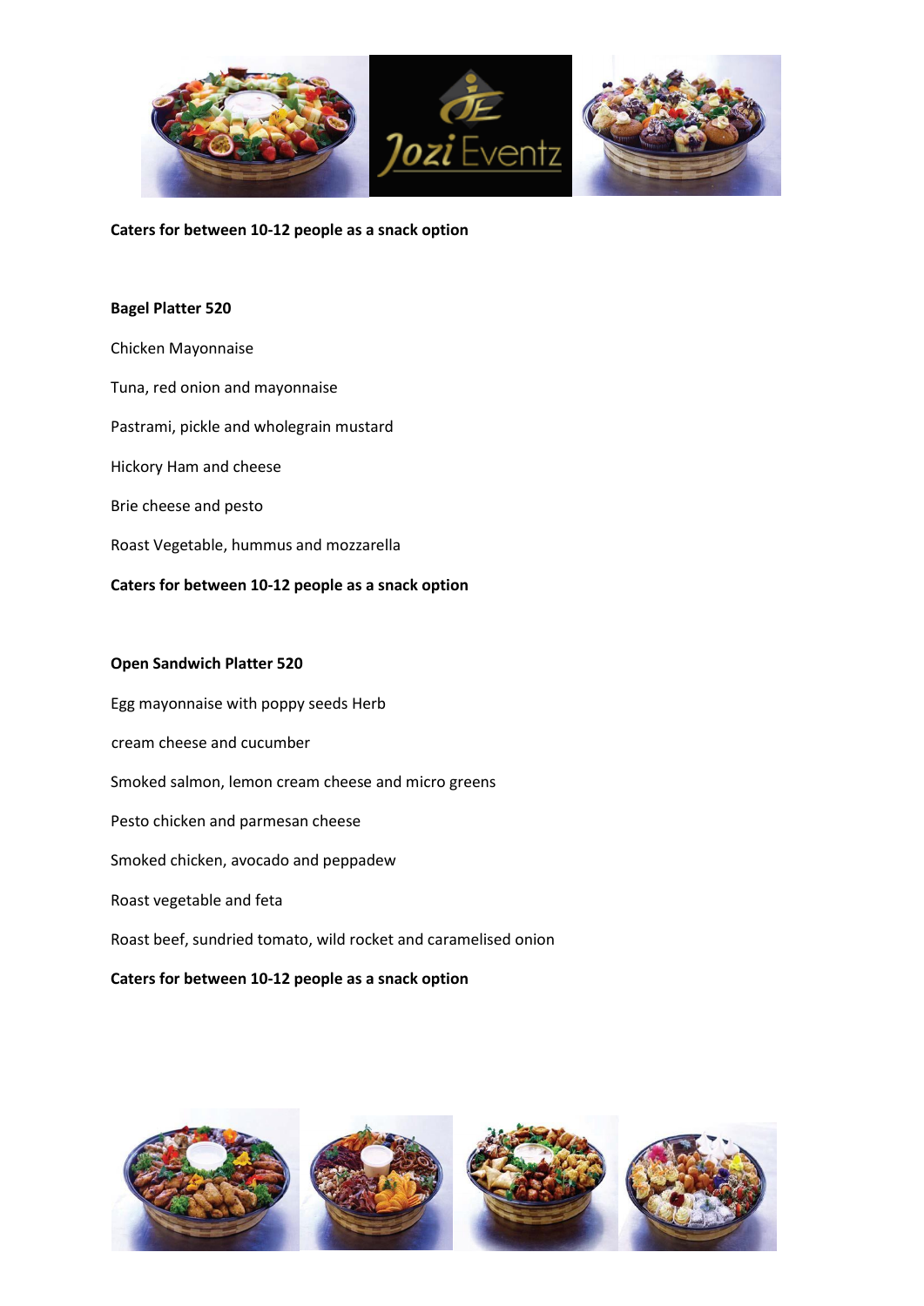**Caters for between 10-12 people as a snack option**

**Bagel Platter 520**

Chicken Mayonnaise

Tuna, red onion and mayonnaise

Pastrami, pickle and wholegrain mustard

Hickory Ham and cheese

Brie cheese and pesto

Roast Vegetable, hummus and mozzarella

**Caters for between 10-12 people as a snack option**

**Open Sandwich Platter 520**

Egg mayonnaise with poppy seeds Herb

cream cheese and cucumber

Smoked salmon, lemon cream cheese and micro greens

Pesto chicken and parmesan cheese

Smoked chicken, avocado and peppadew

Roast vegetable and feta

Roast beef, sundried tomato, wild rocket and caramelised onion

**Caters for between 10-12 people as a snack option**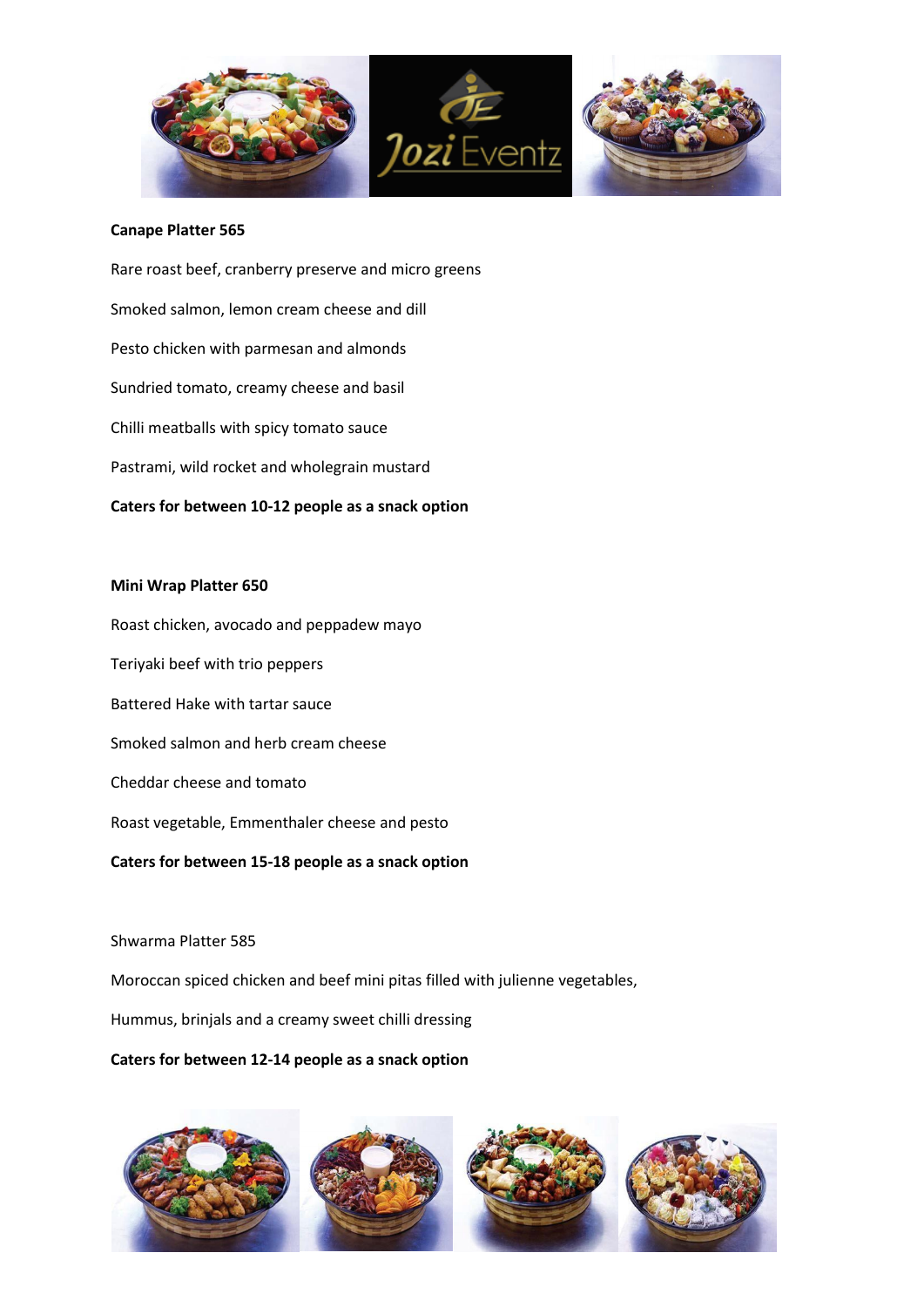**Canape Platter 565**

Rare roast beef, cranberry preserve and micro greens

Smoked salmon, lemon cream cheese and dill

Pesto chicken with parmesan and almonds

Sundried tomato, creamy cheese and basil

Chilli meatballs with spicy tomato sauce

Pastrami, wild rocket and wholegrain mustard

**Caters for between 10-12 people as a snack option**

**Mini Wrap Platter 650**

Roast chicken, avocado and peppadew mayo

Teriyaki beef with trio peppers

Battered Hake with tartar sauce

Smoked salmon and herb cream cheese

Cheddar cheese and tomato

Roast vegetable, Emmenthaler cheese and pesto

**Caters for between 15-18 people as a snack option**

Shwarma Platter 585

Moroccan spiced chicken and beef mini pitas filled with julienne vegetables,

Hummus, brinjals and a creamy sweet chilli dressing

**Caters for between 12-14 people as a snack option**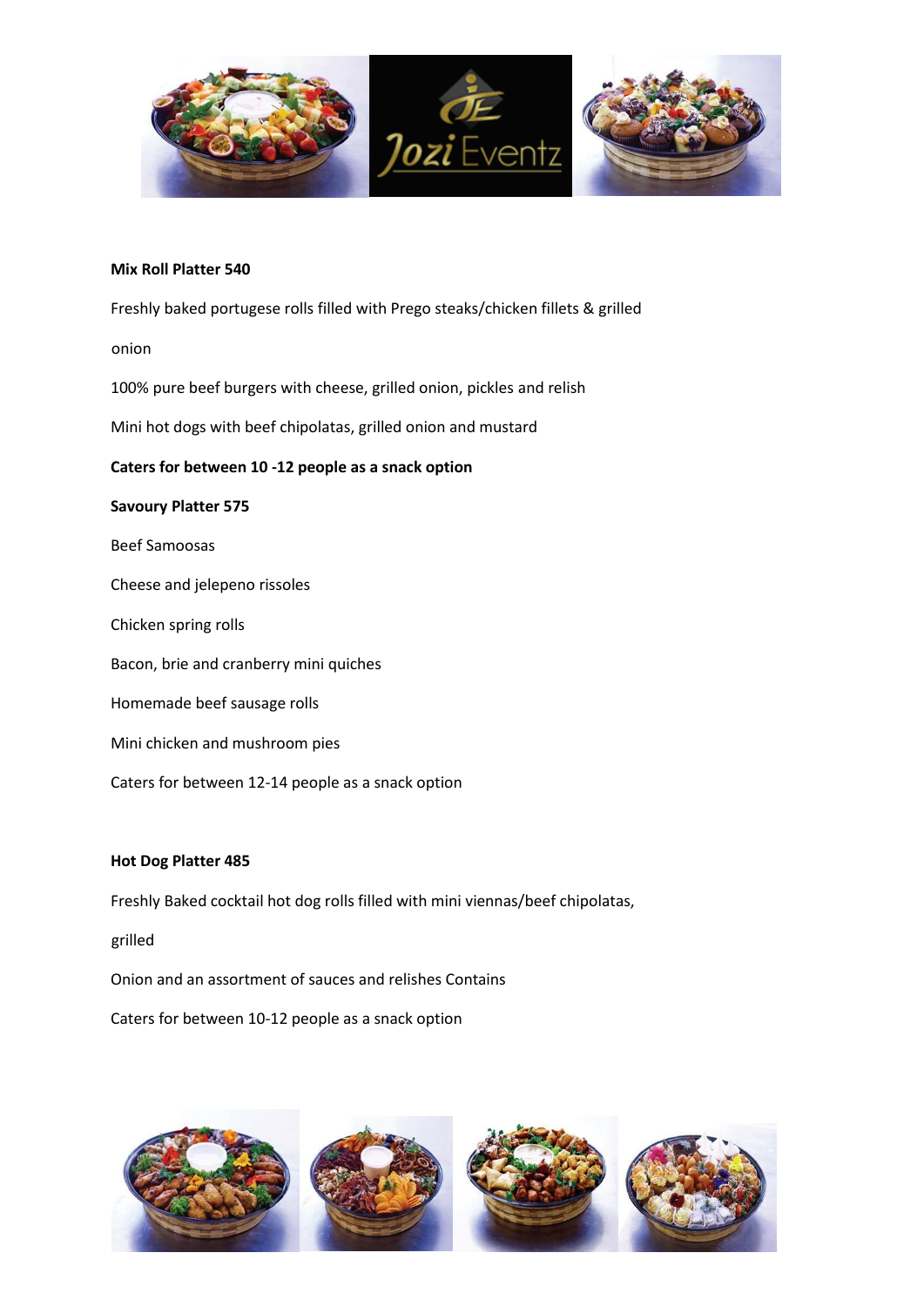**Mix Roll Platter 540**

Freshly baked portugese rolls filled with Prego steaks/chicken fillets & grilled

onion

100% pure beef burgers with cheese, grilled onion, pickles and relish

Mini hot dogs with beef chipolatas, grilled onion and mustard

**Caters for between 10 -12 people as a snack option**

**Savoury Platter 575**

Beef Samoosas

Cheese and jelepeno rissoles

Chicken spring rolls

Bacon, brie and cranberry mini quiches

Homemade beef sausage rolls

Mini chicken and mushroom pies

Caters for between 12-14 people as a snack option

**Hot Dog Platter 485**

Freshly Baked cocktail hot dog rolls filled with mini viennas/beef chipolatas,

grilled

Onion and an assortment of sauces and relishes Contains

Caters for between 10-12 people as a snack option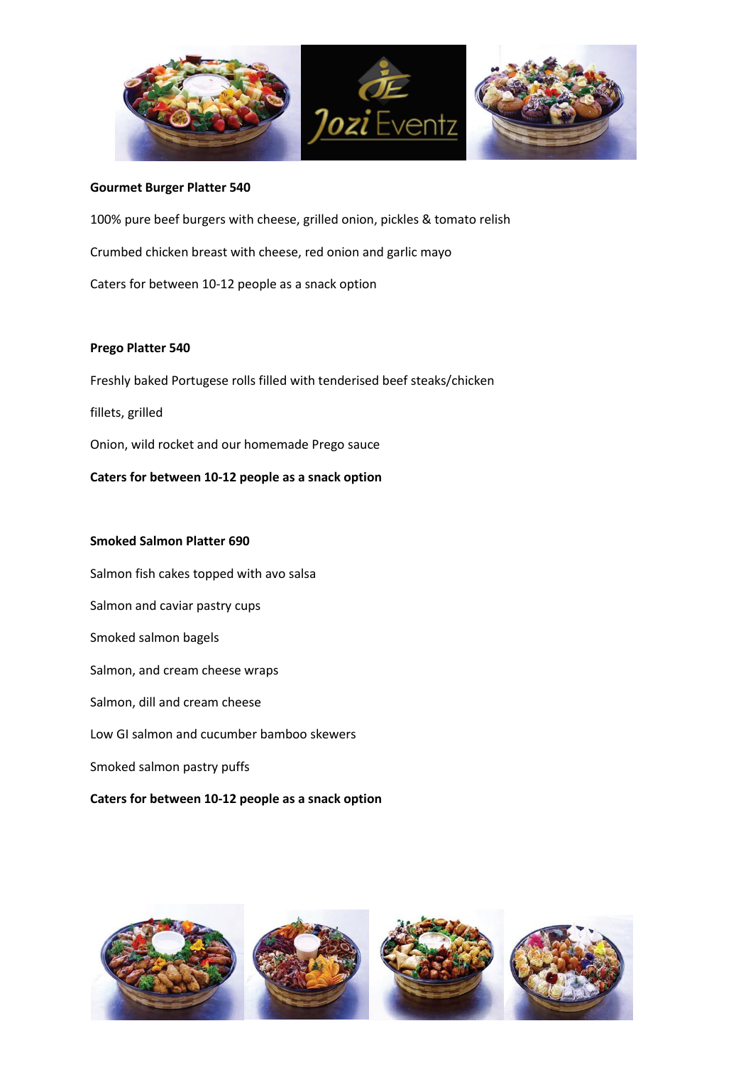**Gourmet Burger Platter 540**

100% pure beef burgers with cheese, grilled onion, pickles & tomato relish

Crumbed chicken breast with cheese, red onion and garlic mayo

Caters for between 10-12 people as a snack option

**Prego Platter 540**

Freshly baked Portugese rolls filled with tenderised beef steaks/chicken

fillets, grilled

Onion, wild rocket and our homemade Prego sauce

**Caters for between 10-12 people as a snack option**

**Smoked Salmon Platter 690**

Salmon fish cakes topped with avo salsa

Salmon and caviar pastry cups

Smoked salmon bagels

Salmon, and cream cheese wraps

Salmon, dill and cream cheese

Low GI salmon and cucumber bamboo skewers

Smoked salmon pastry puffs

**Caters for between 10-12 people as a snack option**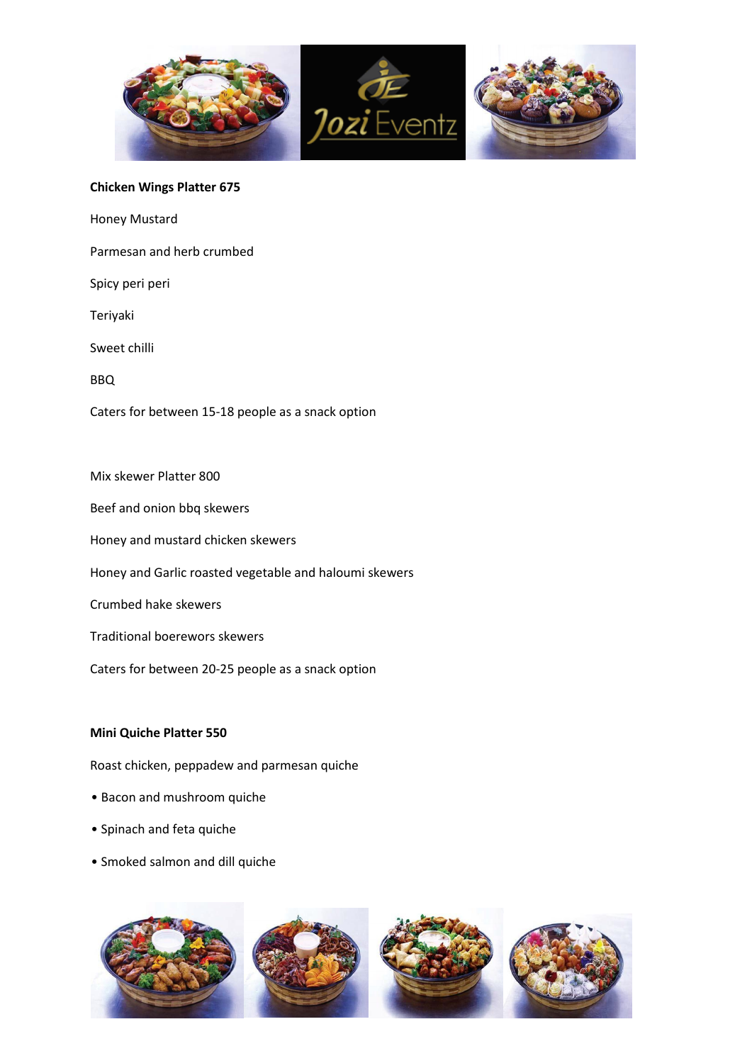**Chicken Wings Platter 675**

Honey Mustard

Parmesan and herb crumbed

Spicy peri peri

Teriyaki

Sweet chilli

BBQ

Caters for between 15-18 people as a snack option

Mix skewer Platter 800

Beef and onion bbq skewers

Honey and mustard chicken skewers

Honey and Garlic roasted vegetable and haloumi skewers

Crumbed hake skewers

Traditional boerewors skewers

Caters for between 20-25 people as a snack option

**Mini Quiche Platter 550**

Roast chicken, peppadew and parmesan quiche

- Bacon and mushroom quiche
- Spinach and feta quiche
- Smoked salmon and dill quiche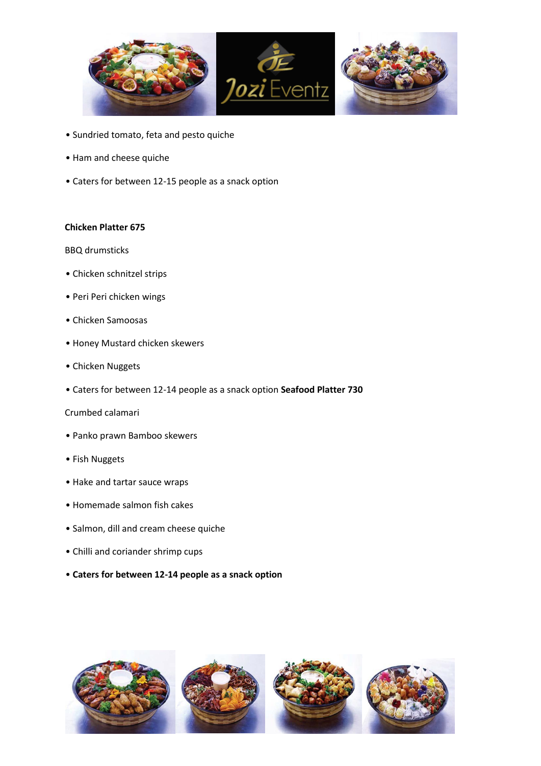- Sundried tomato, feta and pesto quiche
- Ham and cheese quiche
- Caters for between 12-15 people as a snack option

**Chicken Platter 675**

BBQ drumsticks

- Chicken schnitzel strips
- Peri Peri chicken wings
- Chicken Samoosas
- Honey Mustard chicken skewers
- Chicken Nuggets
- Caters for between 12-14 people as a snack option **Seafood Platter 730**

Crumbed calamari

- Panko prawn Bamboo skewers
- Fish Nuggets
- Hake and tartar sauce wraps
- Homemade salmon fish cakes
- Salmon, dill and cream cheese quiche
- Chilli and coriander shrimp cups
- **Caters for between 12-14 people as a snack option**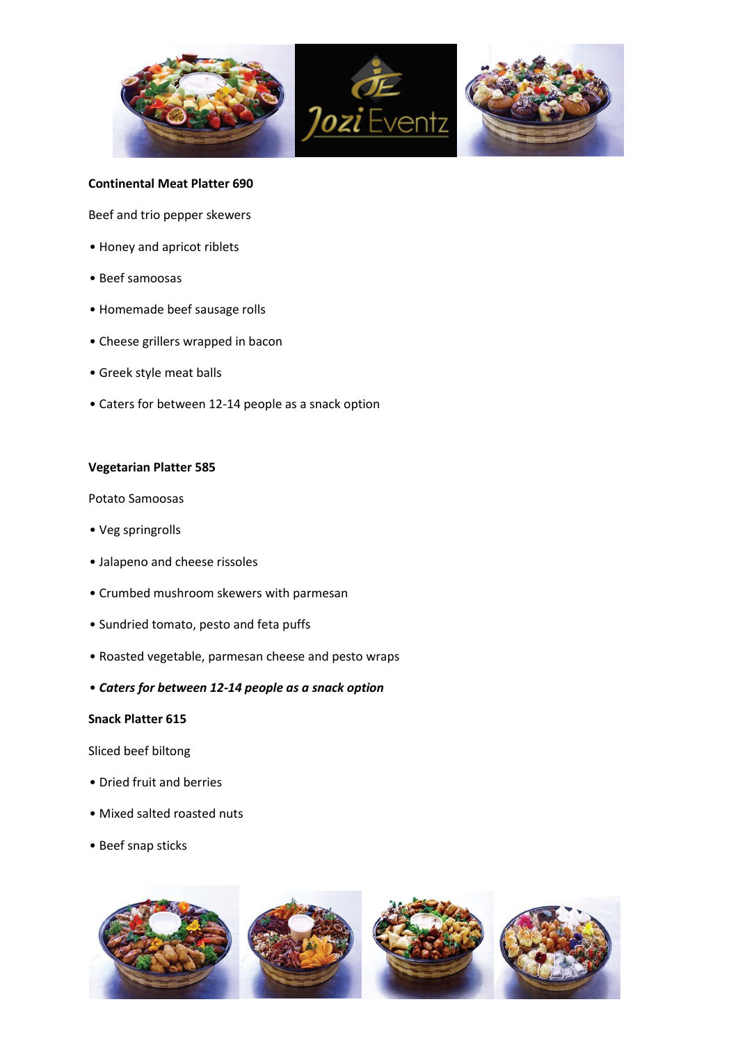**Continental Meat Platter 690**

Beef and trio pepper skewers

• Honey and apricot riblets

• Beef samoosas

• Homemade beef sausage rolls

• Cheese grillers wrapped in bacon

• Greek style meat balls

• Caters for between 12-14 people as a snack option

**Vegetarian Platter 585**

Potato Samoosas

• Veg springrolls

• Jalapeno and cheese rissoles

• Crumbed mushroom skewers with parmesan

• Sundried tomato, pesto and feta puffs

• Roasted vegetable, parmesan cheese and pesto wraps

• ***Caters for between 12-14 people as a snack option***

**Snack Platter 615**

Sliced beef biltong

• Dried fruit and berries

• Mixed salted roasted nuts

• Beef snap sticks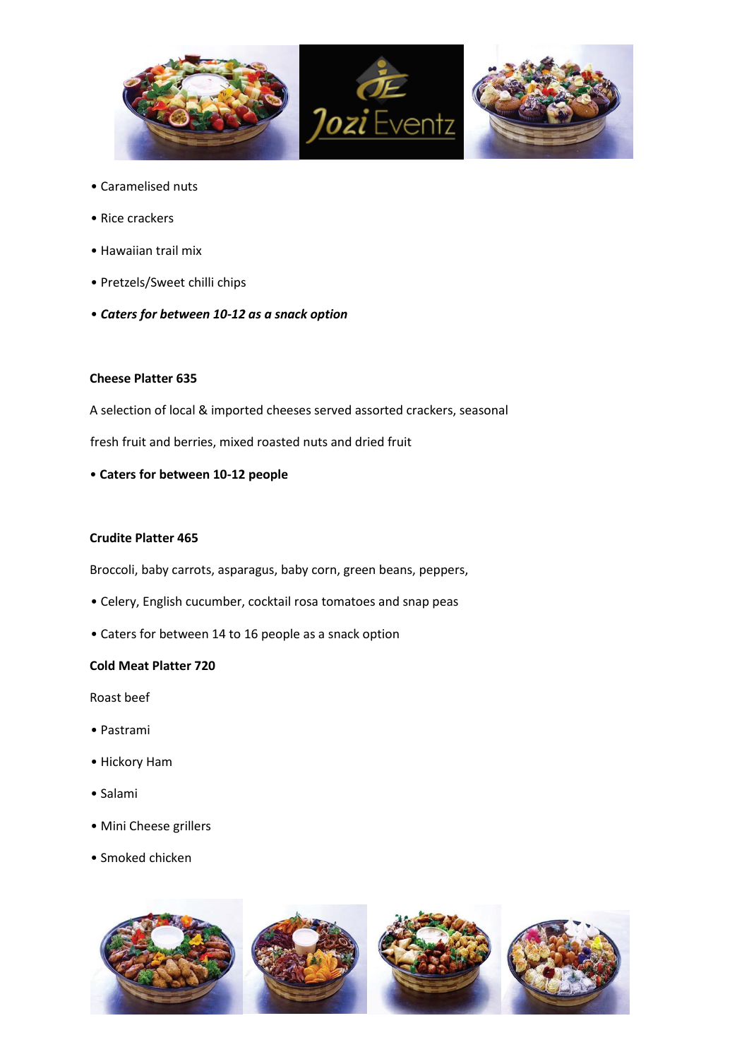- Caramelised nuts
- Rice crackers
- Hawaiian trail mix
- Pretzels/Sweet chilli chips
- ***Caters for between 10-12 as a snack option***

**Cheese Platter 635**

A selection of local & imported cheeses served assorted crackers, seasonal

fresh fruit and berries, mixed roasted nuts and dried fruit

- **Caters for between 10-12 people**

**Crudite Platter 465**

Broccoli, baby carrots, asparagus, baby corn, green beans, peppers,

- Celery, English cucumber, cocktail rosa tomatoes and snap peas
- Caters for between 14 to 16 people as a snack option

**Cold Meat Platter 720**

Roast beef

- Pastrami
- Hickory Ham
- Salami
- Mini Cheese grillers
- Smoked chicken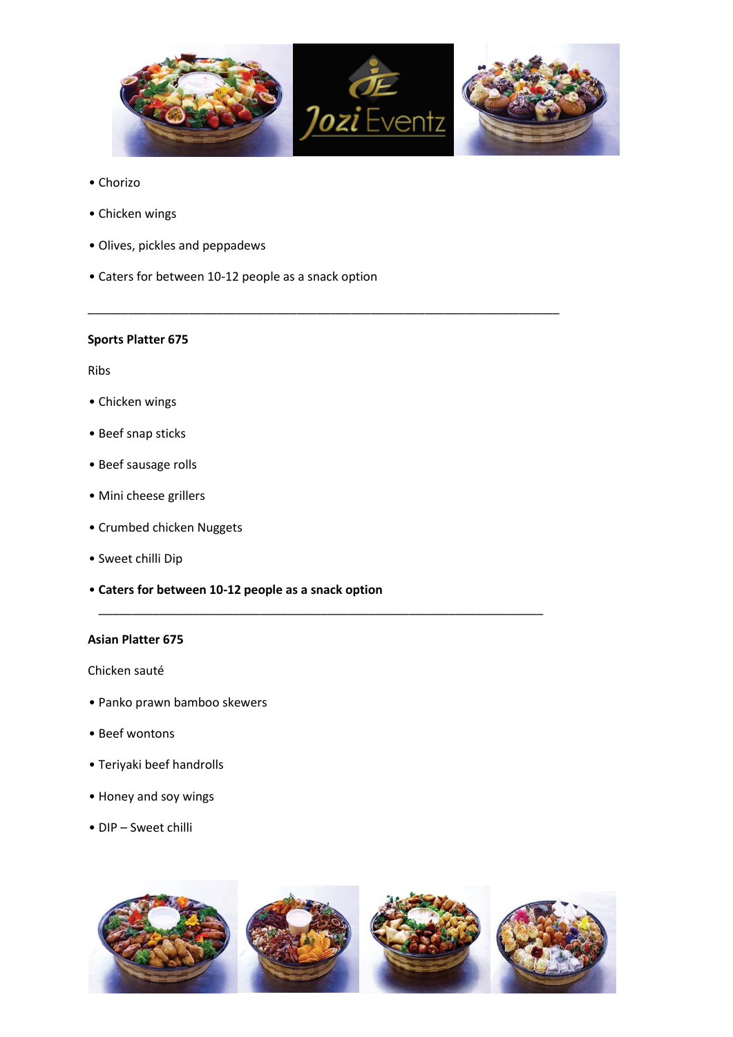- Chorizo
- Chicken wings
- Olives, pickles and peppadews
- Caters for between 10-12 people as a snack option

---

**Sports Platter 675**

Ribs

- Chicken wings
- Beef snap sticks
- Beef sausage rolls
- Mini cheese grillers
- Crumbed chicken Nuggets
- Sweet chilli Dip
- **Caters for between 10-12 people as a snack option**

---

**Asian Platter 675**

Chicken sauté

- Panko prawn bamboo skewers
- Beef wontons
- Teriyaki beef handrolls
- Honey and soy wings
- DIP – Sweet chilli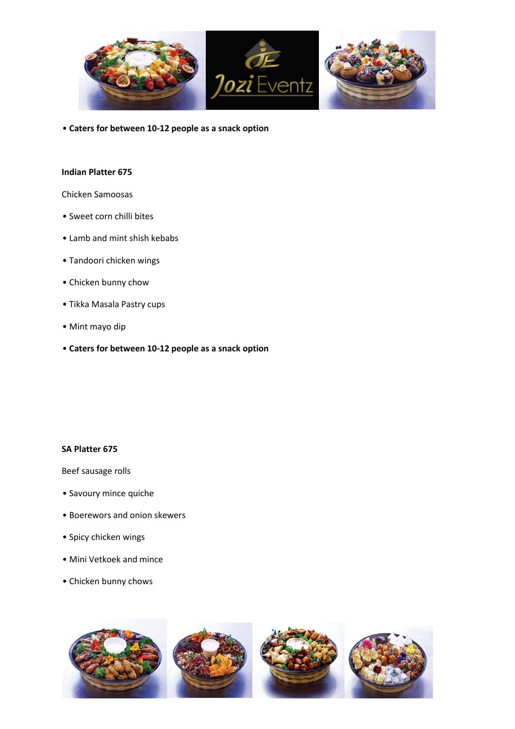- **Caters for between 10-12 people as a snack option**

**Indian Platter 675**

Chicken Samoosas

- Sweet corn chilli bites
- Lamb and mint shish kebabs
- Tandoori chicken wings
- Chicken bunny chow
- Tikka Masala Pastry cups
- Mint mayo dip
- **Caters for between 10-12 people as a snack option**

**SA Platter 675**

Beef sausage rolls

- Savoury mince quiche
- Boerewors and onion skewers
- Spicy chicken wings
- Mini Vetkoek and mince
- Chicken bunny chows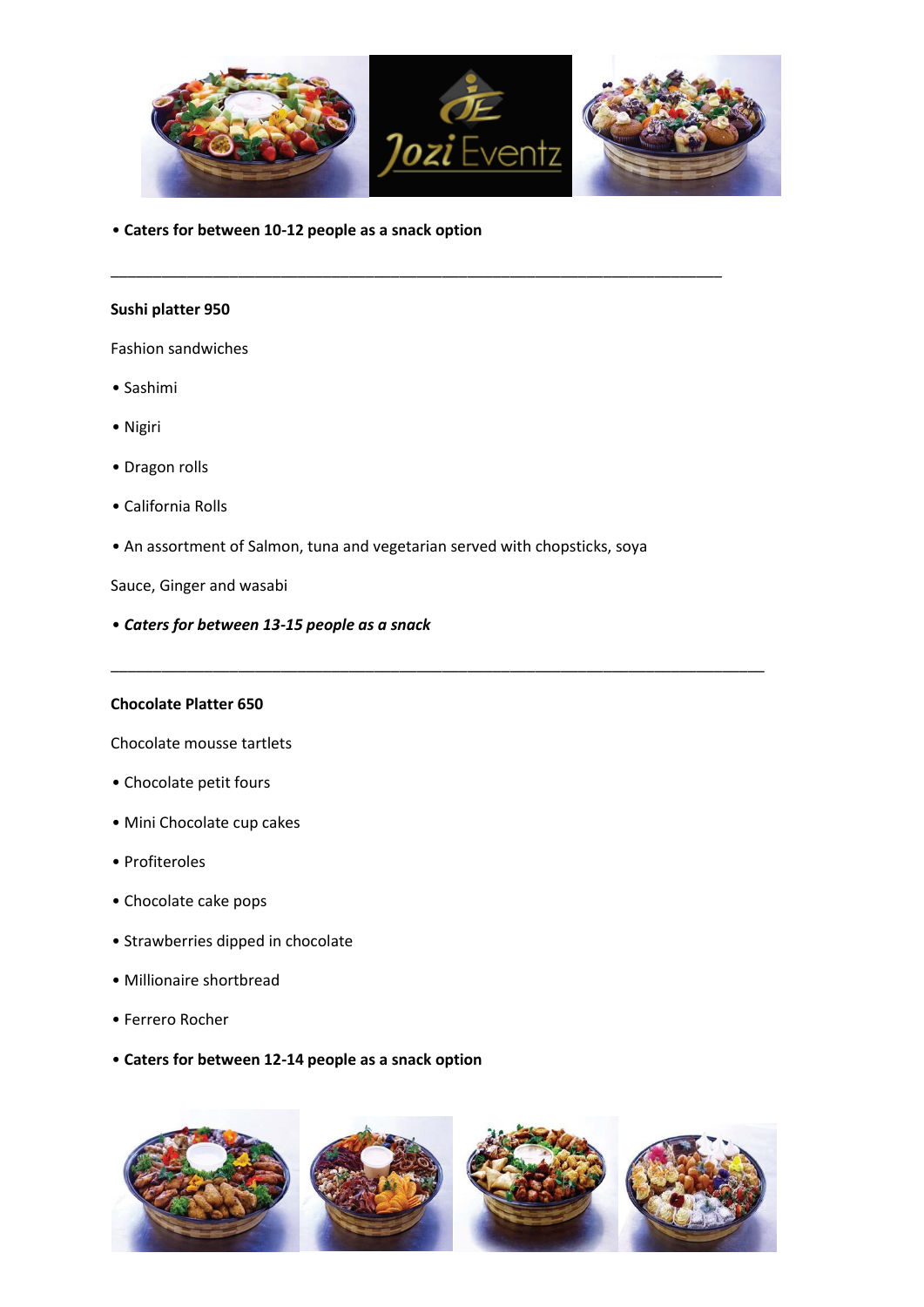• **Caters for between 10-12 people as a snack option**

---

**Sushi platter 950**

Fashion sandwiches

• Sashimi

• Nigiri

• Dragon rolls

• California Rolls

• An assortment of Salmon, tuna and vegetarian served with chopsticks, soya

Sauce, Ginger and wasabi

• ***Caters for between 13-15 people as a snack***

---

**Chocolate Platter 650**

Chocolate mousse tartlets

• Chocolate petit fours

• Mini Chocolate cup cakes

• Profiteroles

• Chocolate cake pops

• Strawberries dipped in chocolate

• Millionaire shortbread

• Ferrero Rocher

• **Caters for between 12-14 people as a snack option**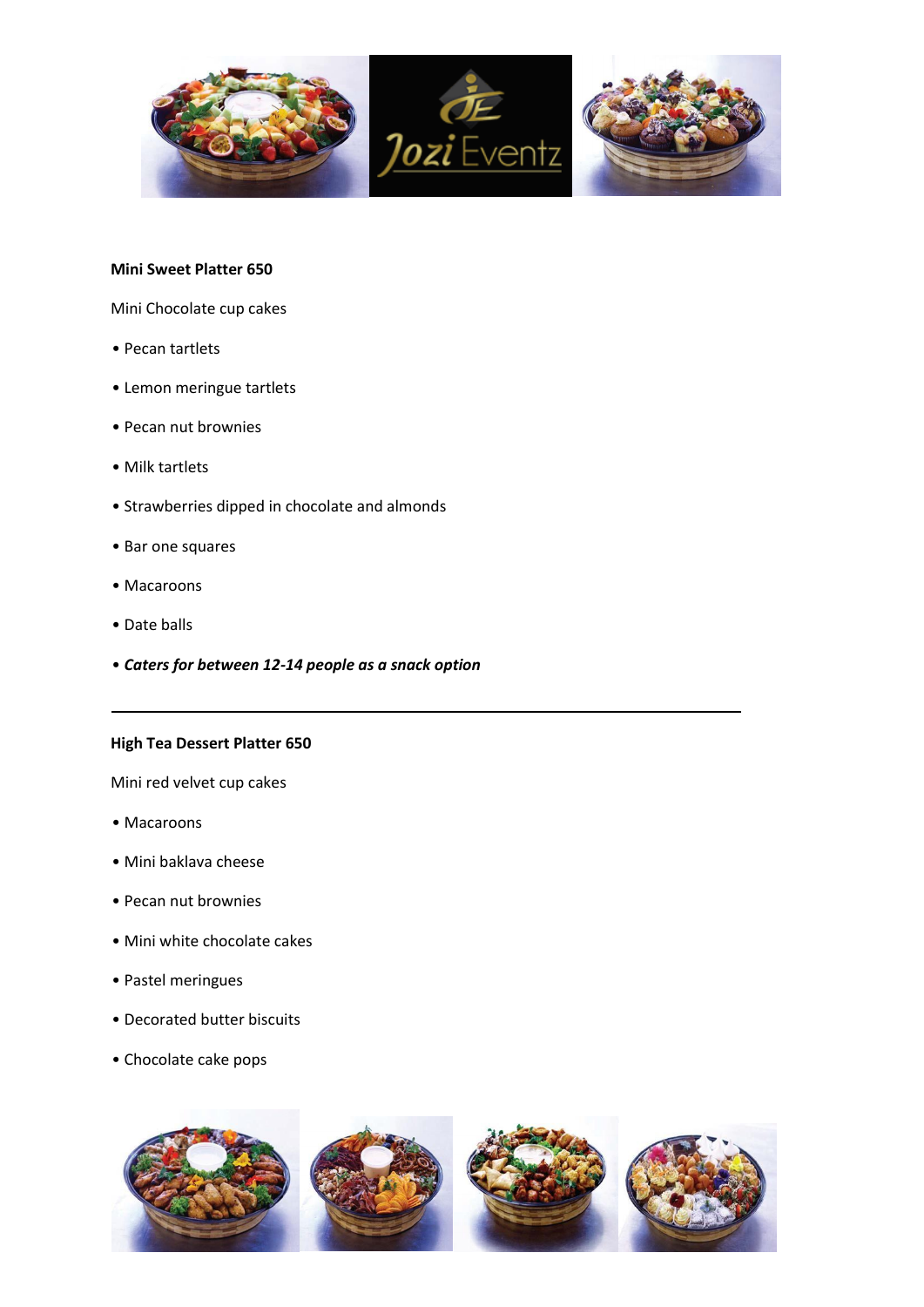**Mini Sweet Platter 650**

Mini Chocolate cup cakes

- Pecan tartlets
- Lemon meringue tartlets
- Pecan nut brownies
- Milk tartlets
- Strawberries dipped in chocolate and almonds
- Bar one squares
- Macaroons
- Date balls
- ***Caters for between 12-14 people as a snack option***

---

**High Tea Dessert Platter 650**

Mini red velvet cup cakes

- Macaroons
- Mini baklava cheese
- Pecan nut brownies
- Mini white chocolate cakes
- Pastel meringues
- Decorated butter biscuits
- Chocolate cake pops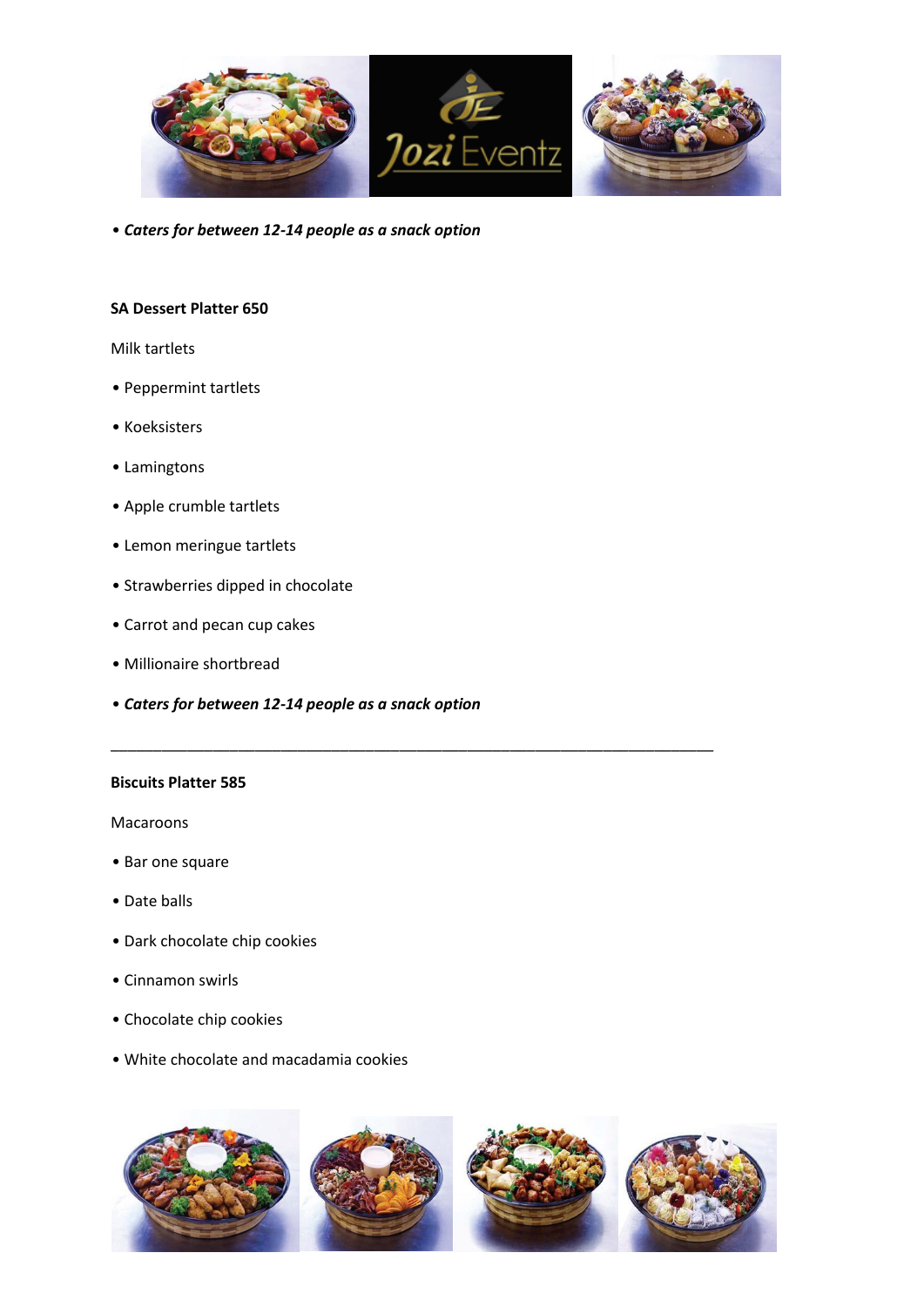• ***Caters for between 12-14 people as a snack option***

**SA Dessert Platter 650**

Milk tartlets

- Peppermint tartlets
- Koeksisters
- Lamingtons
- Apple crumble tartlets
- Lemon meringue tartlets
- Strawberries dipped in chocolate
- Carrot and pecan cup cakes
- Millionaire shortbread
- ***Caters for between 12-14 people as a snack option***

---

**Biscuits Platter 585**

Macaroons

- Bar one square
- Date balls
- Dark chocolate chip cookies
- Cinnamon swirls
- Chocolate chip cookies
- White chocolate and macadamia cookies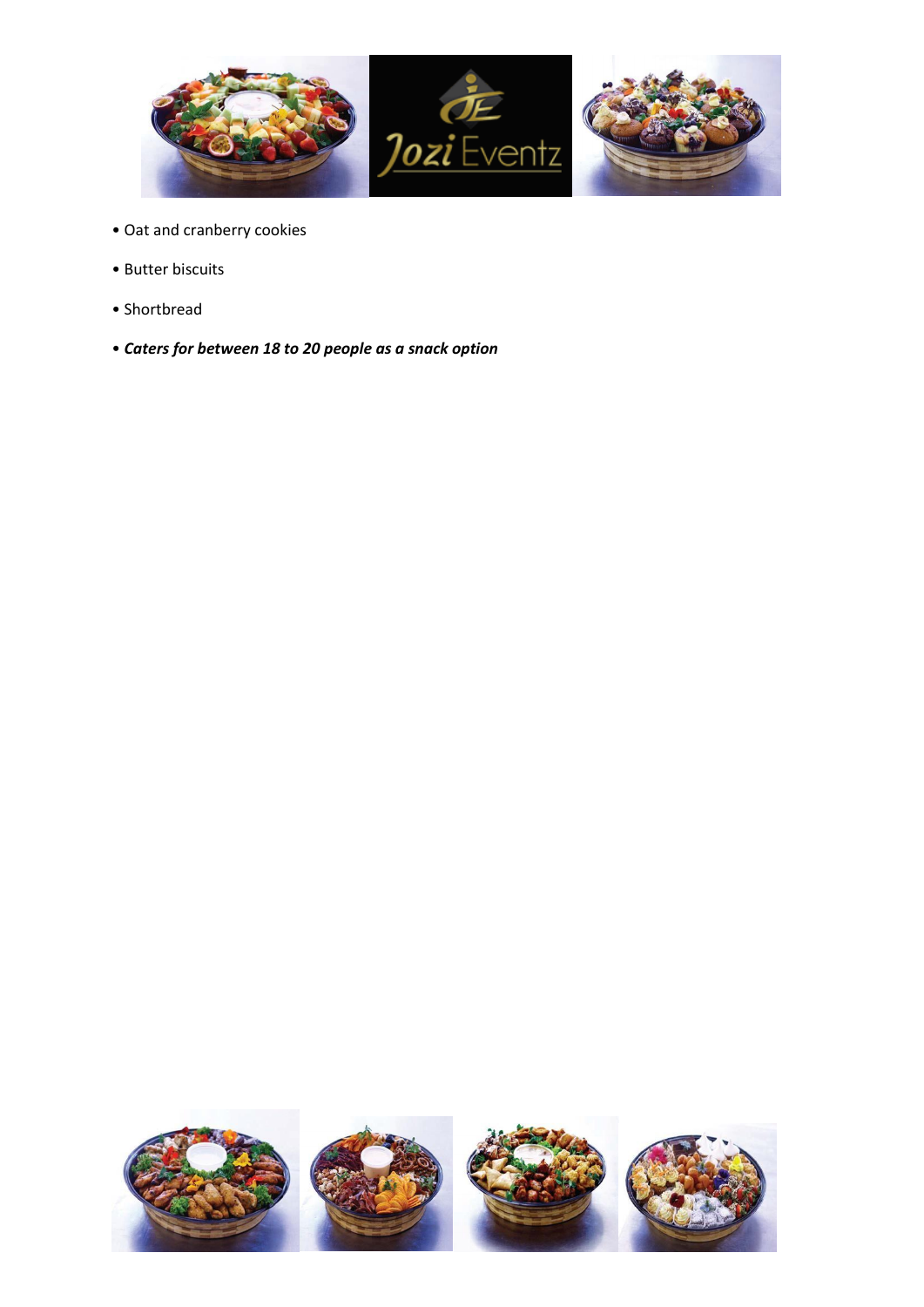- Oat and cranberry cookies
- Butter biscuits
- Shortbread
- ***Caters for between 18 to 20 people as a snack option***